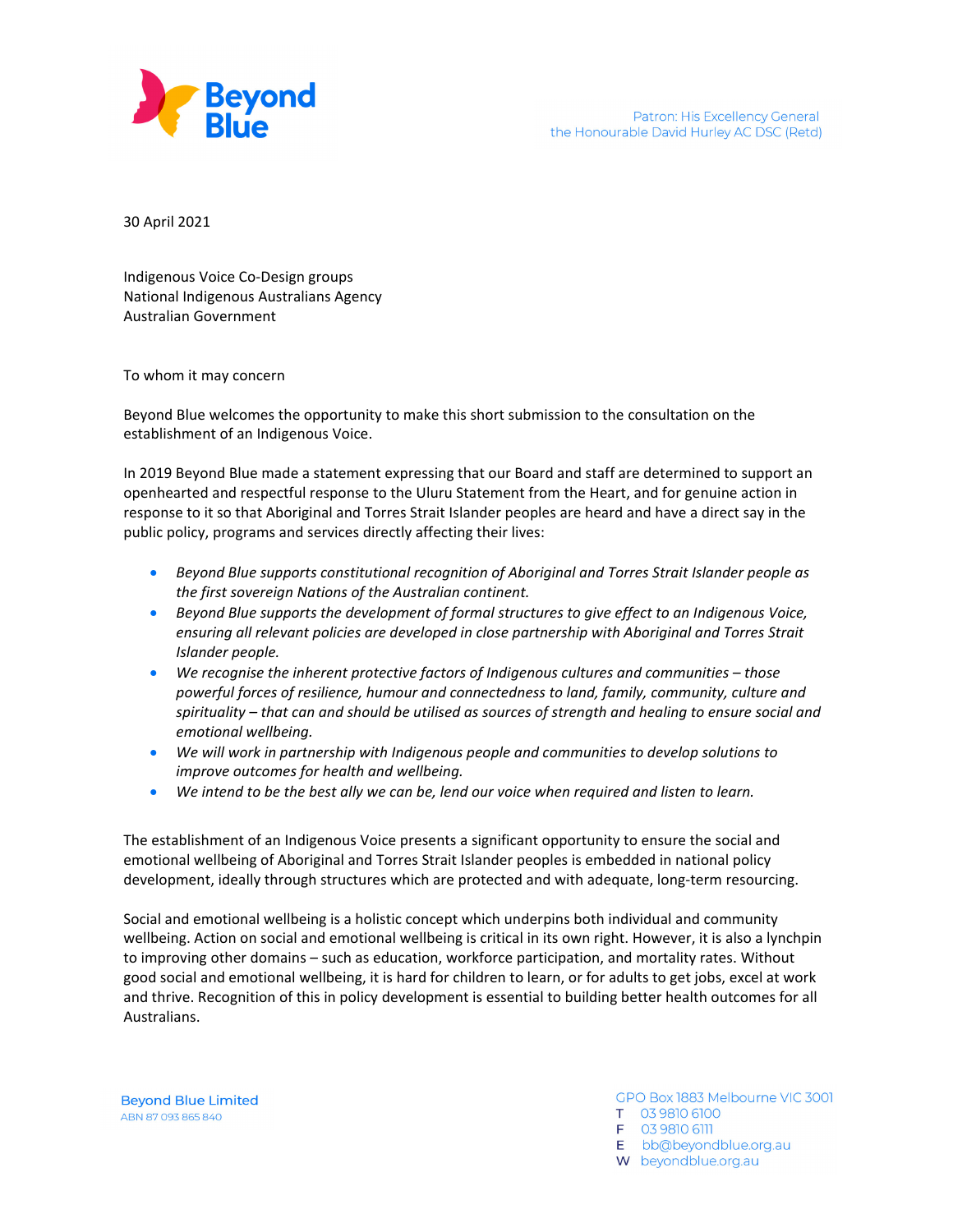Beyond Blue

Patron: His Excellency General
the Honourable David Hurley AC DSC (Retd)

30 April 2021

Indigenous Voice Co-Design groups
National Indigenous Australians Agency
Australian Government

To whom it may concern

Beyond Blue welcomes the opportunity to make this short submission to the consultation on the establishment of an Indigenous Voice.

In 2019 Beyond Blue made a statement expressing that our Board and staff are determined to support an openhearted and respectful response to the Uluru Statement from the Heart, and for genuine action in response to it so that Aboriginal and Torres Strait Islander peoples are heard and have a direct say in the public policy, programs and services directly affecting their lives:

- *Beyond Blue supports constitutional recognition of Aboriginal and Torres Strait Islander people as the first sovereign Nations of the Australian continent.*
- *Beyond Blue supports the development of formal structures to give effect to an Indigenous Voice, ensuring all relevant policies are developed in close partnership with Aboriginal and Torres Strait Islander people.*
- *We recognise the inherent protective factors of Indigenous cultures and communities – those powerful forces of resilience, humour and connectedness to land, family, community, culture and spirituality – that can and should be utilised as sources of strength and healing to ensure social and emotional wellbeing.*
- *We will work in partnership with Indigenous people and communities to develop solutions to improve outcomes for health and wellbeing.*
- *We intend to be the best ally we can be, lend our voice when required and listen to learn.*

The establishment of an Indigenous Voice presents a significant opportunity to ensure the social and emotional wellbeing of Aboriginal and Torres Strait Islander peoples is embedded in national policy development, ideally through structures which are protected and with adequate, long-term resourcing.

Social and emotional wellbeing is a holistic concept which underpins both individual and community wellbeing. Action on social and emotional wellbeing is critical in its own right. However, it is also a lynchpin to improving other domains – such as education, workforce participation, and mortality rates. Without good social and emotional wellbeing, it is hard for children to learn, or for adults to get jobs, excel at work and thrive. Recognition of this in policy development is essential to building better health outcomes for all Australians.

Beyond Blue Limited
ABN 87 093 865 840

GPO Box 1883 Melbourne VIC 3001
T 03 9810 6100
F 03 9810 6111
E bb@beyondblue.org.au
W beyondblue.org.au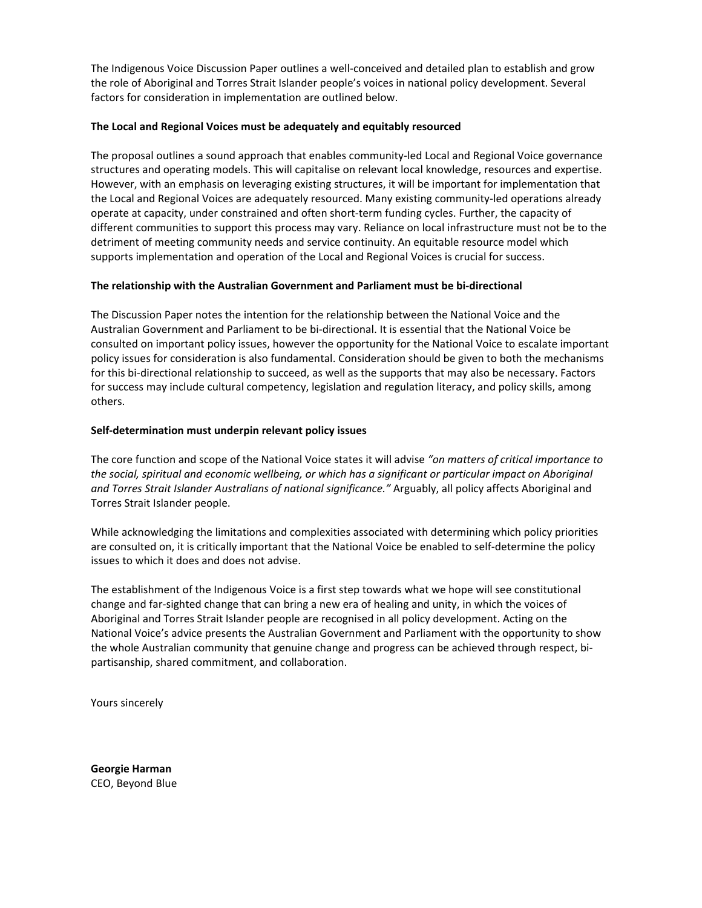The Indigenous Voice Discussion Paper outlines a well-conceived and detailed plan to establish and grow the role of Aboriginal and Torres Strait Islander people's voices in national policy development. Several factors for consideration in implementation are outlined below.

**The Local and Regional Voices must be adequately and equitably resourced**

The proposal outlines a sound approach that enables community-led Local and Regional Voice governance structures and operating models. This will capitalise on relevant local knowledge, resources and expertise. However, with an emphasis on leveraging existing structures, it will be important for implementation that the Local and Regional Voices are adequately resourced. Many existing community-led operations already operate at capacity, under constrained and often short-term funding cycles. Further, the capacity of different communities to support this process may vary. Reliance on local infrastructure must not be to the detriment of meeting community needs and service continuity. An equitable resource model which supports implementation and operation of the Local and Regional Voices is crucial for success.

**The relationship with the Australian Government and Parliament must be bi-directional**

The Discussion Paper notes the intention for the relationship between the National Voice and the Australian Government and Parliament to be bi-directional. It is essential that the National Voice be consulted on important policy issues, however the opportunity for the National Voice to escalate important policy issues for consideration is also fundamental. Consideration should be given to both the mechanisms for this bi-directional relationship to succeed, as well as the supports that may also be necessary. Factors for success may include cultural competency, legislation and regulation literacy, and policy skills, among others.

**Self-determination must underpin relevant policy issues**

The core function and scope of the National Voice states it will advise *"on matters of critical importance to the social, spiritual and economic wellbeing, or which has a significant or particular impact on Aboriginal and Torres Strait Islander Australians of national significance."* Arguably, all policy affects Aboriginal and Torres Strait Islander people.

While acknowledging the limitations and complexities associated with determining which policy priorities are consulted on, it is critically important that the National Voice be enabled to self-determine the policy issues to which it does and does not advise.

The establishment of the Indigenous Voice is a first step towards what we hope will see constitutional change and far-sighted change that can bring a new era of healing and unity, in which the voices of Aboriginal and Torres Strait Islander people are recognised in all policy development. Acting on the National Voice's advice presents the Australian Government and Parliament with the opportunity to show the whole Australian community that genuine change and progress can be achieved through respect, bi-partisanship, shared commitment, and collaboration.

Yours sincerely

**Georgie Harman**
CEO, Beyond Blue